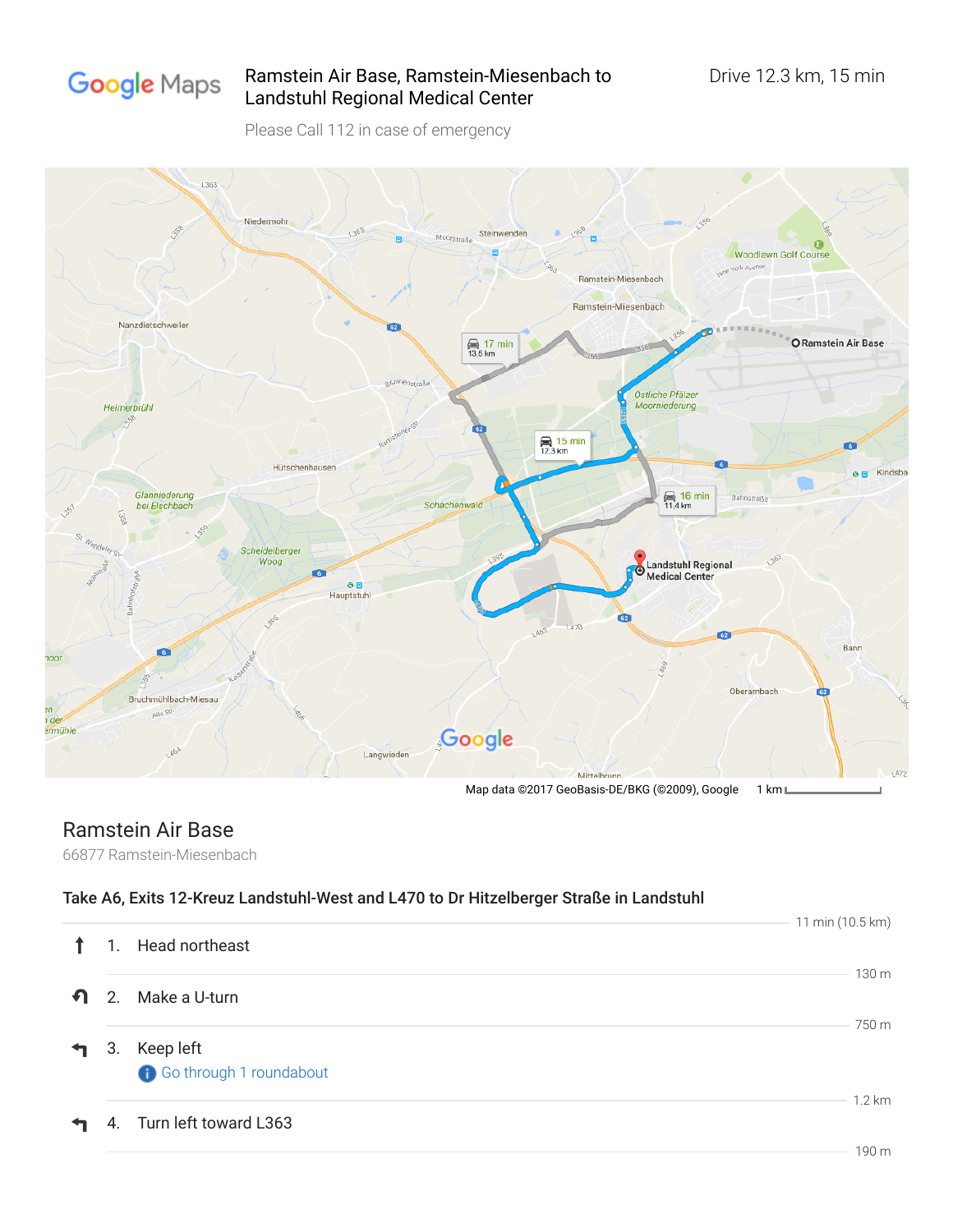Google Maps

Ramstein Air Base, Ramstein-Miesenbach to Landstuhl Regional Medical Center

Drive 12.3 km, 15 min

Please Call 112 in case of emergency

Map data ©2017 GeoBasis-DE/BKG (©2009), Google 1 km

## Ramstein Air Base

66877 Ramstein-Miesenbach

### Take A6, Exits 12-Kreuz Landstuhl-West and L470 to Dr Hitzelberger Straße in Landstuhl

11 min (10.5 km)

1. Head northeast

   130 m

2. Make a U-turn

   750 m

3. Keep left

   Go through 1 roundabout

   1.2 km

4. Turn left toward L363

   190 m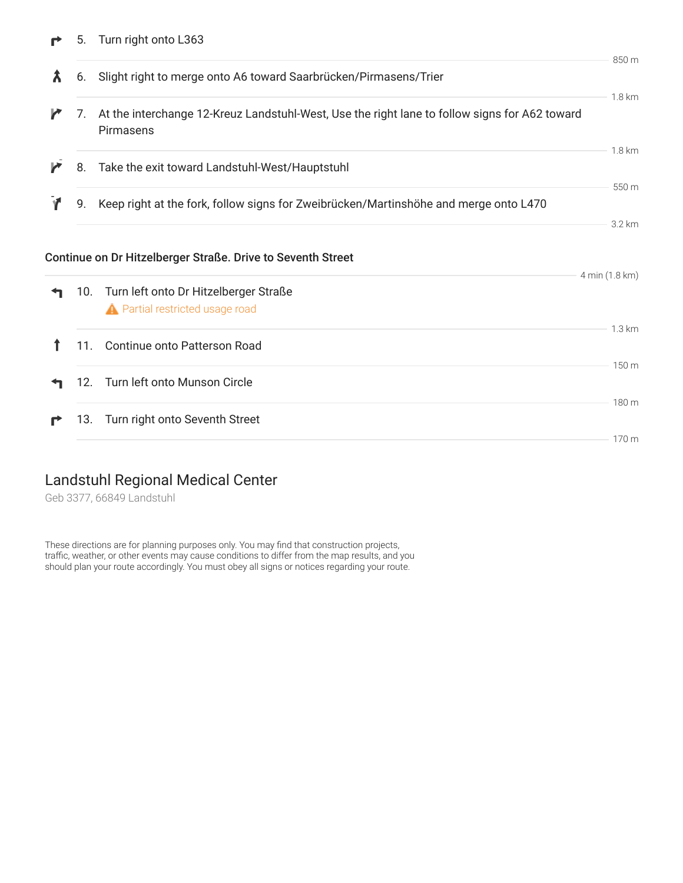5. Turn right onto L363

850 m

6. Slight right to merge onto A6 toward Saarbrücken/Pirmasens/Trier

1.8 km

7. At the interchange 12-Kreuz Landstuhl-West, Use the right lane to follow signs for A62 toward Pirmasens

1.8 km

8. Take the exit toward Landstuhl-West/Hauptstuhl

550 m

9. Keep right at the fork, follow signs for Zweibrücken/Martinshöhe and merge onto L470

3.2 km

**Continue on Dr Hitzelberger Straße. Drive to Seventh Street**

4 min (1.8 km)

10. Turn left onto Dr Hitzelberger Straße
    ⚠ Partial restricted usage road

1.3 km

11. Continue onto Patterson Road

150 m

12. Turn left onto Munson Circle

180 m

13. Turn right onto Seventh Street

170 m

## Landstuhl Regional Medical Center

Geb 3377, 66849 Landstuhl

These directions are for planning purposes only. You may find that construction projects, traffic, weather, or other events may cause conditions to differ from the map results, and you should plan your route accordingly. You must obey all signs or notices regarding your route.